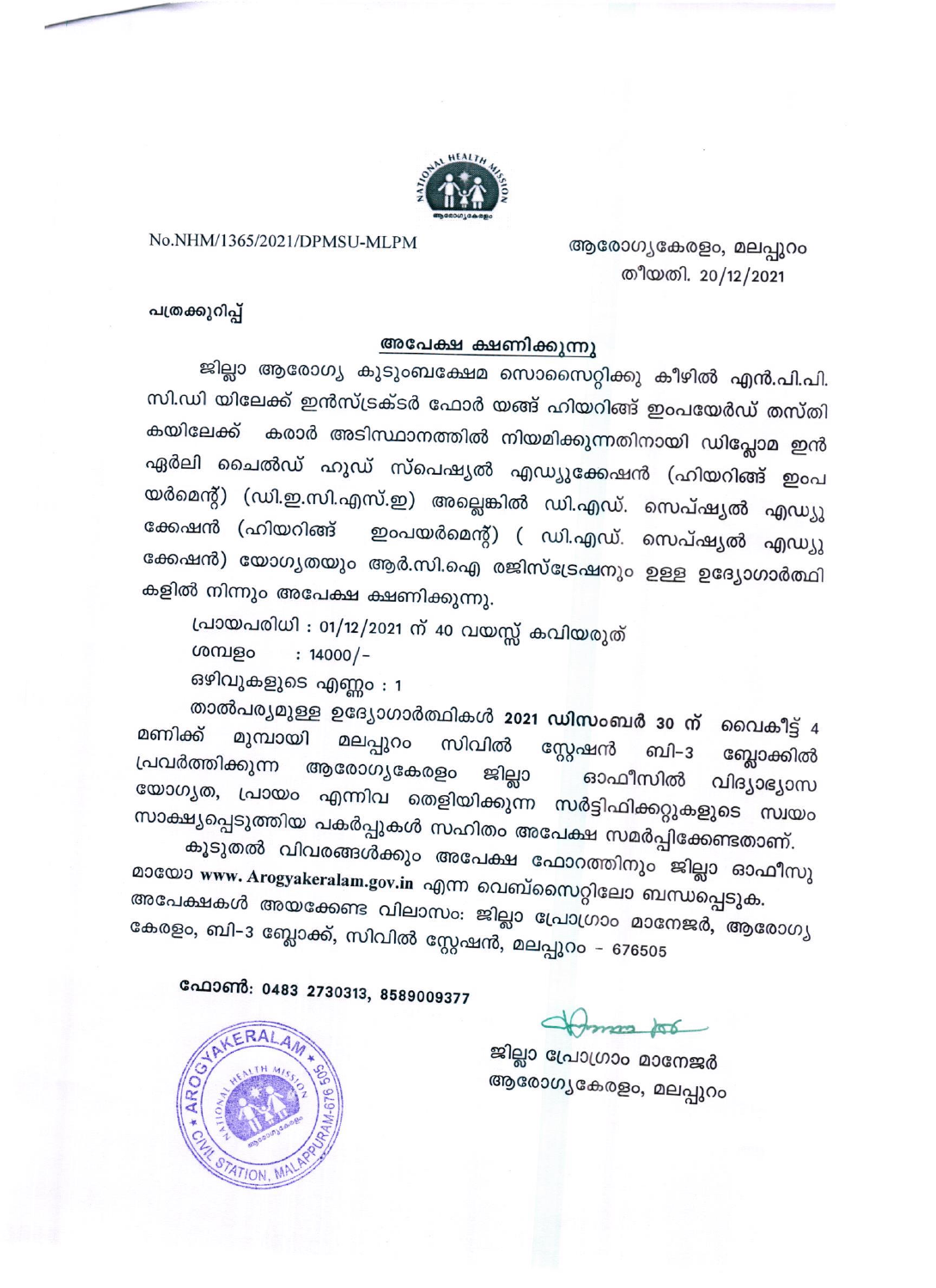No.NHM/1365/2021/DPMSU-MLPM

ആരോഗ്യകേരളം, മലപ്പുറം
തീയതി. 20/12/2021

പത്രക്കുറിപ്പ്

## അപേക്ഷ ക്ഷണിക്കുന്നു

ജില്ലാ ആരോഗ്യ കുടുംബക്ഷേമ സൊസൈറ്റിക്കു കീഴിൽ എൻ.പി.പി.സി.ഡി യിലേക്ക് ഇൻസ്ട്രക്ടർ ഫോർ യങ്ങ് ഹിയറിങ്ങ് ഇംപയേർഡ് തസ്തികയിലേക്ക് കരാർ അടിസ്ഥാനത്തിൽ നിയമിക്കുന്നതിനായി ഡിപ്ലോമ ഇൻ ഏർലി ചൈൽഡ് ഹുഡ് സ്പെഷ്യൽ എഡ്യുക്കേഷൻ (ഹിയറിങ്ങ് ഇംപയർമെന്റ്) (ഡി.ഇ.സി.എസ്.ഇ) അല്ലെങ്കിൽ ഡി.എഡ്. സെപ്ഷ്യൽ എഡ്യുക്കേഷൻ (ഹിയറിങ്ങ് ഇംപയർമെന്റ്) ( ഡി.എഡ്. സെപ്ഷ്യൽ എഡ്യുക്കേഷൻ) യോഗ്യതയും ആർ.സി.ഐ രജിസ്ട്രേഷനും ഉള്ള ഉദ്യോഗാർത്ഥികളിൽ നിന്നും അപേക്ഷ ക്ഷണിക്കുന്നു.

പ്രായപരിധി : 01/12/2021 ന് 40 വയസ്സ് കവിയരുത്
ശമ്പളം : 14000/-
ഒഴിവുകളുടെ എണ്ണം : 1

താൽപര്യമുള്ള ഉദ്യോഗാർത്ഥികൾ **2021 ഡിസംബർ 30 ന്** വൈകീട്ട് 4 മണിക്ക് മുമ്പായി മലപ്പുറം സിവിൽ സ്റ്റേഷൻ ബി-3 ബ്ലോക്കിൽ പ്രവർത്തിക്കുന്ന ആരോഗ്യകേരളം ജില്ലാ ഓഫീസിൽ വിദ്യാഭ്യാസ യോഗ്യത, പ്രായം എന്നിവ തെളിയിക്കുന്ന സർട്ടിഫിക്കറ്റുകളുടെ സ്വയം സാക്ഷ്യപ്പെടുത്തിയ പകർപ്പുകൾ സഹിതം അപേക്ഷ സമർപ്പിക്കേണ്ടതാണ്.

കൂടുതൽ വിവരങ്ങൾക്കും അപേക്ഷ ഫോറത്തിനും ജില്ലാ ഓഫീസുമായോ **www. Arogyakeralam.gov.in** എന്ന വെബ്സൈറ്റിലോ ബന്ധപ്പെടുക.
അപേക്ഷകൾ അയക്കേണ്ട വിലാസം: ജില്ലാ പ്രോഗ്രാം മാനേജർ, ആരോഗ്യകേരളം, ബി-3 ബ്ലോക്ക്, സിവിൽ സ്റ്റേഷൻ, മലപ്പുറം - 676505

**ഫോൺ: 0483 2730313, 8589009377**

ജില്ലാ പ്രോഗ്രാം മാനേജർ
ആരോഗ്യകേരളം, മലപ്പുറം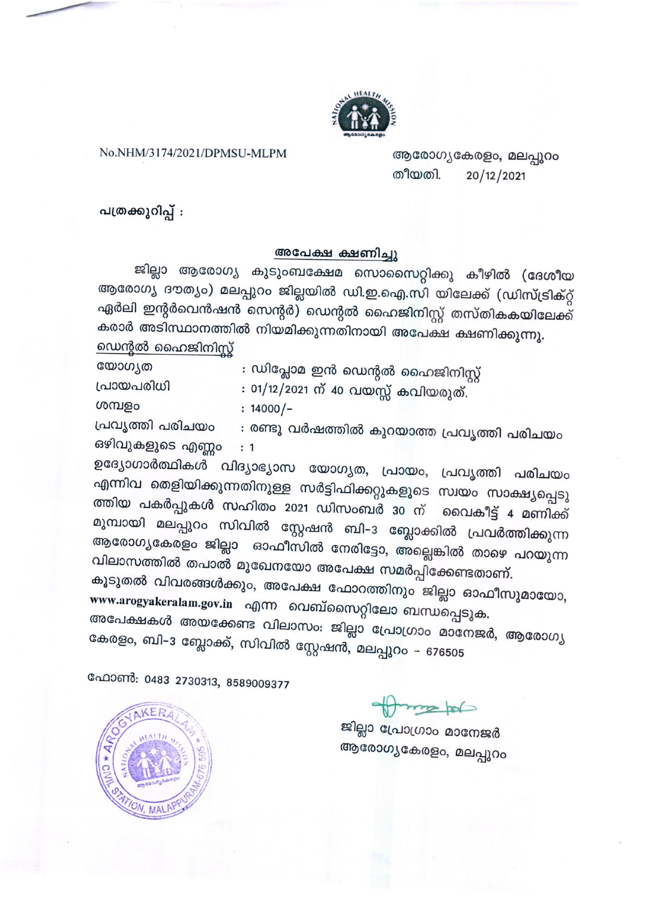No.NHM/3174/2021/DPMSU-MLPM

ആരോഗ്യകേരളം, മലപ്പുറം
തീയതി. 20/12/2021

പത്രക്കുറിപ്പ് :

## അപേക്ഷ ക്ഷണിച്ചു

ജില്ലാ ആരോഗ്യ കുടുംബക്ഷേമ സൊസൈറ്റിക്കു കീഴിൽ (ദേശീയ ആരോഗ്യ ദൗത്യം) മലപ്പുറം ജില്ലയിൽ ഡി.ഇ.ഐ.സി യിലേക്ക് (ഡിസ്ട്രിക്റ്റ് ഏർലി ഇന്റർവെൻഷൻ സെന്റർ) ഡെന്റൽ ഹൈജിനിസ്റ്റ് തസ്തികകയിലേക്ക് കരാർ അടിസ്ഥാനത്തിൽ നിയമിക്കുന്നതിനായി അപേക്ഷ ക്ഷണിക്കുന്നു.

ഡെന്റൽ ഹൈജിനിസ്റ്റ്

| | |
|---|---|
| യോഗ്യത | : ഡിപ്ലോമ ഇൻ ഡെന്റൽ ഹൈജിനിസ്റ്റ് |
| പ്രായപരിധി | : 01/12/2021 ന് 40 വയസ്സ് കവിയരുത്. |
| ശമ്പളം | : 14000/- |
| പ്രവൃത്തി പരിചയം | : രണ്ടു വർഷത്തിൽ കുറയാത്ത പ്രവൃത്തി പരിചയം |
| ഒഴിവുകളുടെ എണ്ണം | : 1 |

ഉദ്യോഗാർത്ഥികൾ വിദ്യാഭ്യാസ യോഗ്യത, പ്രായം, പ്രവൃത്തി പരിചയം എന്നിവ തെളിയിക്കുന്നതിനുള്ള സർട്ടിഫിക്കറ്റുകളുടെ സ്വയം സാക്ഷ്യപ്പെടുത്തിയ പകർപ്പുകൾ സഹിതം 2021 ഡിസംബർ 30 ന് വൈകീട്ട് 4 മണിക്ക് മുമ്പായി മലപ്പുറം സിവിൽ സ്റ്റേഷൻ ബി-3 ബ്ലോക്കിൽ പ്രവർത്തിക്കുന്ന ആരോഗ്യകേരളം ജില്ലാ ഓഫീസിൽ നേരിട്ടോ, അല്ലെങ്കിൽ താഴെ പറയുന്ന വിലാസത്തിൽ തപാൽ മുഖേനയോ അപേക്ഷ സമർപ്പിക്കേണ്ടതാണ്.

കൂടുതൽ വിവരങ്ങൾക്കും, അപേക്ഷ ഫോറത്തിനും ജില്ലാ ഓഫീസുമായോ, **www.arogyakeralam.gov.in** എന്ന വെബ്സൈറ്റിലോ ബന്ധപ്പെടുക.

അപേക്ഷകൾ അയക്കേണ്ട വിലാസം: ജില്ലാ പ്രോഗ്രാം മാനേജർ, ആരോഗ്യ കേരളം, ബി-3 ബ്ലോക്ക്, സിവിൽ സ്റ്റേഷൻ, മലപ്പുറം - 676505

ഫോൺ: 0483 2730313, 8589009377

ജില്ലാ പ്രോഗ്രാം മാനേജർ
ആരോഗ്യകേരളം, മലപ്പുറം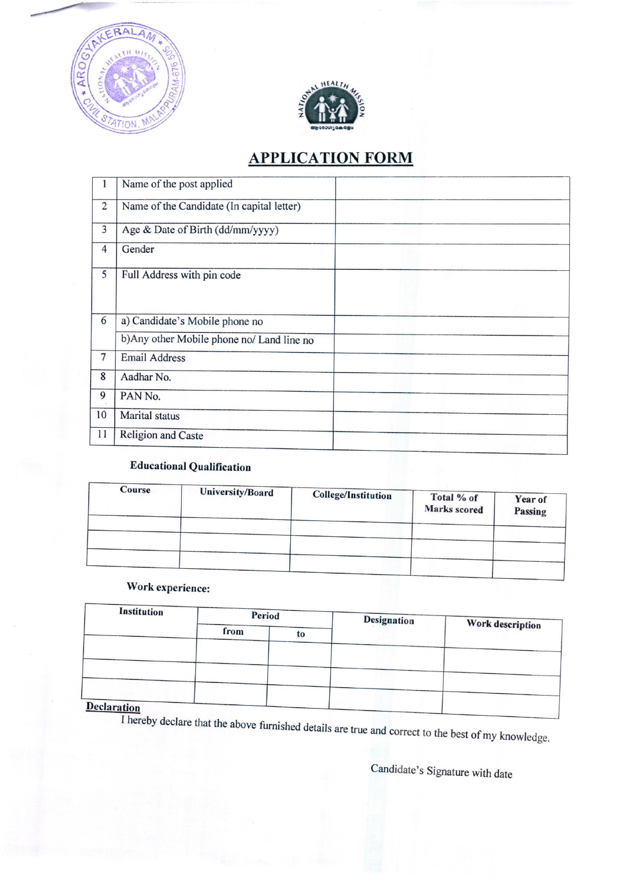## APPLICATION FORM

| | | |
|---|---|---|
| 1 | Name of the post applied | |
| 2 | Name of the Candidate (In capital letter) | |
| 3 | Age & Date of Birth (dd/mm/yyyy) | |
| 4 | Gender | |
| 5 | Full Address with pin code | |
| 6 | a) Candidate's Mobile phone no | |
| | b)Any other Mobile phone no/ Land line no | |
| 7 | Email Address | |
| 8 | Aadhar No. | |
| 9 | PAN No. | |
| 10 | Marital status | |
| 11 | Religion and Caste | |

**Educational Qualification**

| Course | University/Board | College/Institution | Total % of Marks scored | Year of Passing |
|---|---|---|---|---|
| | | | | |
| | | | | |
| | | | | |

**Work experience:**

| Institution | Period | | Designation | Work description |
|---|---|---|---|---|
| | from | to | | |
| | | | | |
| | | | | |
| | | | | |

**Declaration**

I hereby declare that the above furnished details are true and correct to the best of my knowledge.

Candidate's Signature with date